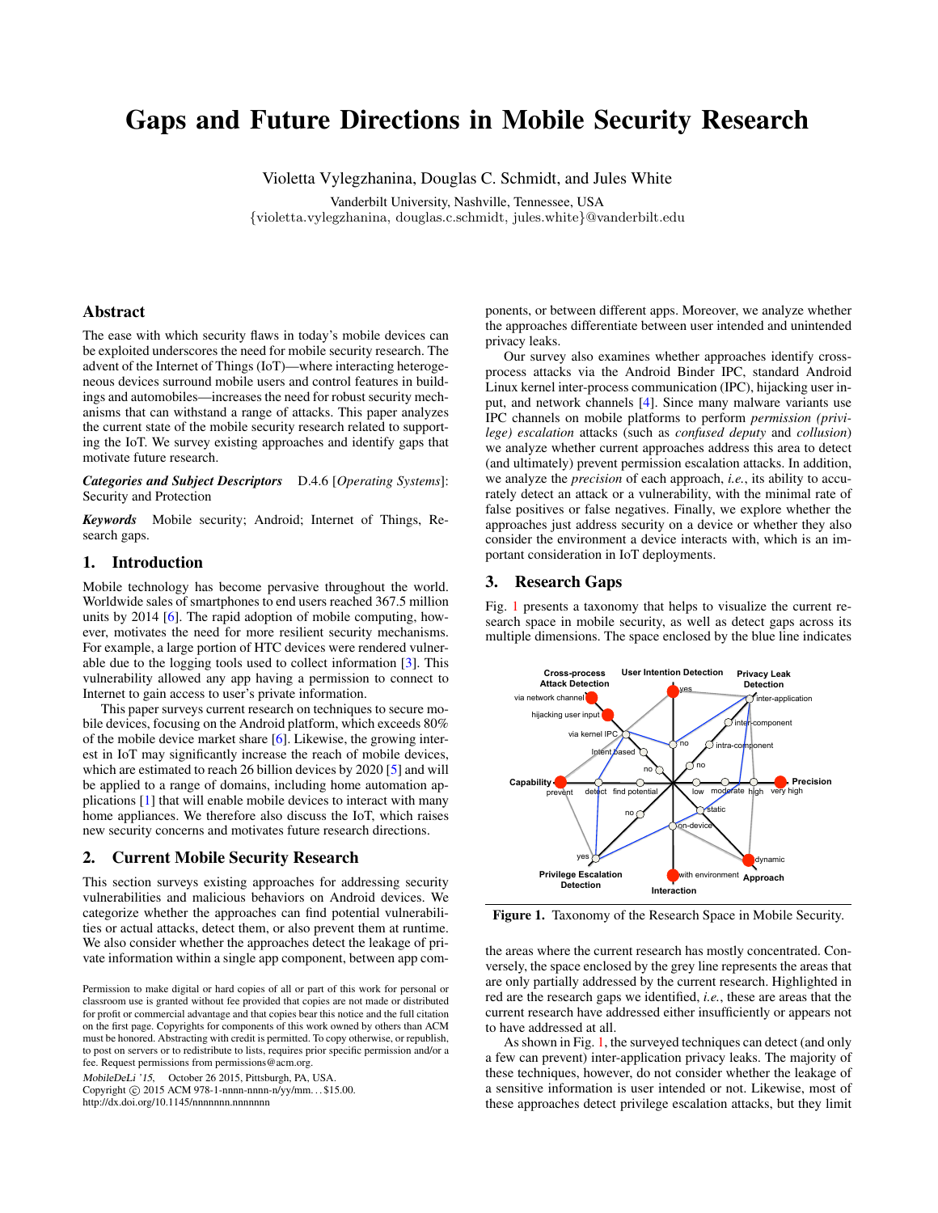# Gaps and Future Directions in Mobile Security Research

Violetta Vylegzhanina, Douglas C. Schmidt, and Jules White

Vanderbilt University, Nashville, Tennessee, USA
{violetta.vylegzhanina, douglas.c.schmidt, jules.white}@vanderbilt.edu

## Abstract

The ease with which security flaws in today's mobile devices can be exploited underscores the need for mobile security research. The advent of the Internet of Things (IoT)—where interacting heterogeneous devices surround mobile users and control features in buildings and automobiles—increases the need for robust security mechanisms that can withstand a range of attacks. This paper analyzes the current state of the mobile security research related to supporting the IoT. We survey existing approaches and identify gaps that motivate future research.

***Categories and Subject Descriptors*** D.4.6 [*Operating Systems*]: Security and Protection

***Keywords*** Mobile security; Android; Internet of Things, Research gaps.

## 1. Introduction

Mobile technology has become pervasive throughout the world. Worldwide sales of smartphones to end users reached 367.5 million units by 2014 [6]. The rapid adoption of mobile computing, however, motivates the need for more resilient security mechanisms. For example, a large portion of HTC devices were rendered vulnerable due to the logging tools used to collect information [3]. This vulnerability allowed any app having a permission to connect to Internet to gain access to user's private information.

This paper surveys current research on techniques to secure mobile devices, focusing on the Android platform, which exceeds 80% of the mobile device market share [6]. Likewise, the growing interest in IoT may significantly increase the reach of mobile devices, which are estimated to reach 26 billion devices by 2020 [5] and will be applied to a range of domains, including home automation applications [1] that will enable mobile devices to interact with many home appliances. We therefore also discuss the IoT, which raises new security concerns and motivates future research directions.

## 2. Current Mobile Security Research

This section surveys existing approaches for addressing security vulnerabilities and malicious behaviors on Android devices. We categorize whether the approaches can find potential vulnerabilities or actual attacks, detect them, or also prevent them at runtime. We also consider whether the approaches detect the leakage of private information within a single app component, between app components, or between different apps. Moreover, we analyze whether the approaches differentiate between user intended and unintended privacy leaks.

Our survey also examines whether approaches identify cross-process attacks via the Android Binder IPC, standard Android Linux kernel inter-process communication (IPC), hijacking user input, and network channels [4]. Since many malware variants use IPC channels on mobile platforms to perform *permission (privilege) escalation* attacks (such as *confused deputy* and *collusion*) we analyze whether current approaches address this area to detect (and ultimately) prevent permission escalation attacks. In addition, we analyze the *precision* of each approach, *i.e.*, its ability to accurately detect an attack or a vulnerability, with the minimal rate of false positives or false negatives. Finally, we explore whether the approaches just address security on a device or whether they also consider the environment a device interacts with, which is an important consideration in IoT deployments.

## 3. Research Gaps

Fig. 1 presents a taxonomy that helps to visualize the current research space in mobile security, as well as detect gaps across its multiple dimensions. The space enclosed by the blue line indicates the areas where the current research has mostly concentrated. Conversely, the space enclosed by the grey line represents the areas that are only partially addressed by the current research. Highlighted in red are the research gaps we identified, *i.e.*, these are areas that the current research have addressed either insufficiently or appears not to have addressed at all.

**Figure 1.** Taxonomy of the Research Space in Mobile Security.

As shown in Fig. 1, the surveyed techniques can detect (and only a few can prevent) inter-application privacy leaks. The majority of these techniques, however, do not consider whether the leakage of a sensitive information is user intended or not. Likewise, most of these approaches detect privilege escalation attacks, but they limit

Permission to make digital or hard copies of all or part of this work for personal or classroom use is granted without fee provided that copies are not made or distributed for profit or commercial advantage and that copies bear this notice and the full citation on the first page. Copyrights for components of this work owned by others than ACM must be honored. Abstracting with credit is permitted. To copy otherwise, or republish, to post on servers or to redistribute to lists, requires prior specific permission and/or a fee. Request permissions from permissions@acm.org.

*MobileDeLi '15*, October 26 2015, Pittsburgh, PA, USA.
Copyright © 2015 ACM 978-1-nnnn-nnnn-n/yy/mm. . . $15.00.
http://dx.doi.org/10.1145/nnnnnnn.nnnnnnn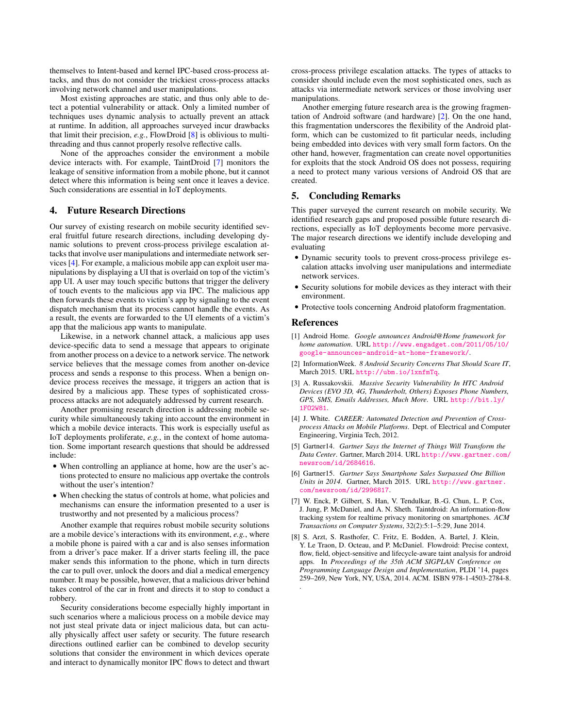themselves to Intent-based and kernel IPC-based cross-process attacks, and thus do not consider the trickiest cross-process attacks involving network channel and user manipulations.

Most existing approaches are static, and thus only able to detect a potential vulnerability or attack. Only a limited number of techniques uses dynamic analysis to actually prevent an attack at runtime. In addition, all approaches surveyed incur drawbacks that limit their precision, *e.g.*, FlowDroid [8] is oblivious to multi-threading and thus cannot properly resolve reflective calls.

None of the approaches consider the environment a mobile device interacts with. For example, TaintDroid [7] monitors the leakage of sensitive information from a mobile phone, but it cannot detect where this information is being sent once it leaves a device. Such considerations are essential in IoT deployments.

## 4. Future Research Directions

Our survey of existing research on mobile security identified several fruitful future research directions, including developing dynamic solutions to prevent cross-process privilege escalation attacks that involve user manipulations and intermediate network services [4]. For example, a malicious mobile app can exploit user manipulations by displaying a UI that is overlaid on top of the victim's app UI. A user may touch specific buttons that trigger the delivery of touch events to the malicious app via IPC. The malicious app then forwards these events to victim's app by signaling to the event dispatch mechanism that its process cannot handle the events. As a result, the events are forwarded to the UI elements of a victim's app that the malicious app wants to manipulate.

Likewise, in a network channel attack, a malicious app uses device-specific data to send a message that appears to originate from another process on a device to a network service. The network service believes that the message comes from another on-device process and sends a response to this process. When a benign on-device process receives the message, it triggers an action that is desired by a malicious app. These types of sophisticated cross-process attacks are not adequately addressed by current research.

Another promising research direction is addressing mobile security while simultaneously taking into account the environment in which a mobile device interacts. This work is especially useful as IoT deployments proliferate, *e.g.*, in the context of home automation. Some important research questions that should be addressed include:

- When controlling an appliance at home, how are the user's actions protected to ensure no malicious app overtake the controls without the user's intention?
- When checking the status of controls at home, what policies and mechanisms can ensure the information presented to a user is trustworthy and not presented by a malicious process?

Another example that requires robust mobile security solutions are a mobile device's interactions with its environment, *e.g.*, where a mobile phone is paired with a car and is also senses information from a driver's pace maker. If a driver starts feeling ill, the pace maker sends this information to the phone, which in turn directs the car to pull over, unlock the doors and dial a medical emergency number. It may be possible, however, that a malicious driver behind takes control of the car in front and directs it to stop to conduct a robbery.

Security considerations become especially highly important in such scenarios where a malicious process on a mobile device may not just steal private data or inject malicious data, but can actually physically affect user safety or security. The future research directions outlined earlier can be combined to develop security solutions that consider the environment in which devices operate and interact to dynamically monitor IPC flows to detect and thwart cross-process privilege escalation attacks. The types of attacks to consider should include even the most sophisticated ones, such as attacks via intermediate network services or those involving user manipulations.

Another emerging future research area is the growing fragmentation of Android software (and hardware) [2]. On the one hand, this fragmentation underscores the flexibility of the Android platform, which can be customized to fit particular needs, including being embedded into devices with very small form factors. On the other hand, however, fragmentation can create novel opportunities for exploits that the stock Android OS does not possess, requiring a need to protect many various versions of Android OS that are created.

## 5. Concluding Remarks

This paper surveyed the current research on mobile security. We identified research gaps and proposed possible future research directions, especially as IoT deployments become more pervasive. The major research directions we identify include developing and evaluating

- Dynamic security tools to prevent cross-process privilege escalation attacks involving user manipulations and intermediate network services.
- Security solutions for mobile devices as they interact with their environment.
- Protective tools concerning Android platoform fragmentation.

## References

[1] Android Home. *Google announces Android@Home framework for home automation*. URL http://www.engadget.com/2011/05/10/google-announces-android-at-home-framework/.

[2] InformationWeek. *8 Android Security Concerns That Should Scare IT*, March 2015. URL http://ubm.io/1xnfmTq.

[3] A. Russakovskii. *Massive Security Vulnerability In HTC Android Devices (EVO 3D, 4G, Thunderbolt, Others) Exposes Phone Numbers, GPS, SMS, Emails Addresses, Much More*. URL http://bit.ly/1FO2W81.

[4] J. White. *CAREER: Automated Detection and Prevention of Cross-process Attacks on Mobile Platforms*. Dept. of Electrical and Computer Engineering, Virginia Tech, 2012.

[5] Gartner14. *Gartner Says the Internet of Things Will Transform the Data Center*. Gartner, March 2014. URL http://www.gartner.com/newsroom/id/2684616.

[6] Gartner15. *Gartner Says Smartphone Sales Surpassed One Billion Units in 2014*. Gartner, March 2015. URL http://www.gartner.com/newsroom/id/2996817.

[7] W. Enck, P. Gilbert, S. Han, V. Tendulkar, B.-G. Chun, L. P. Cox, J. Jung, P. McDaniel, and A. N. Sheth. Taintdroid: An information-flow tracking system for realtime privacy monitoring on smartphones. *ACM Transactions on Computer Systems*, 32(2):5:1–5:29, June 2014.

[8] S. Arzt, S. Rasthofer, C. Fritz, E. Bodden, A. Bartel, J. Klein, Y. Le Traon, D. Octeau, and P. McDaniel. Flowdroid: Precise context, flow, field, object-sensitive and lifecycle-aware taint analysis for android apps. In *Proceedings of the 35th ACM SIGPLAN Conference on Programming Language Design and Implementation*, PLDI '14, pages 259–269, New York, NY, USA, 2014. ACM. ISBN 978-1-4503-2784-8.
.